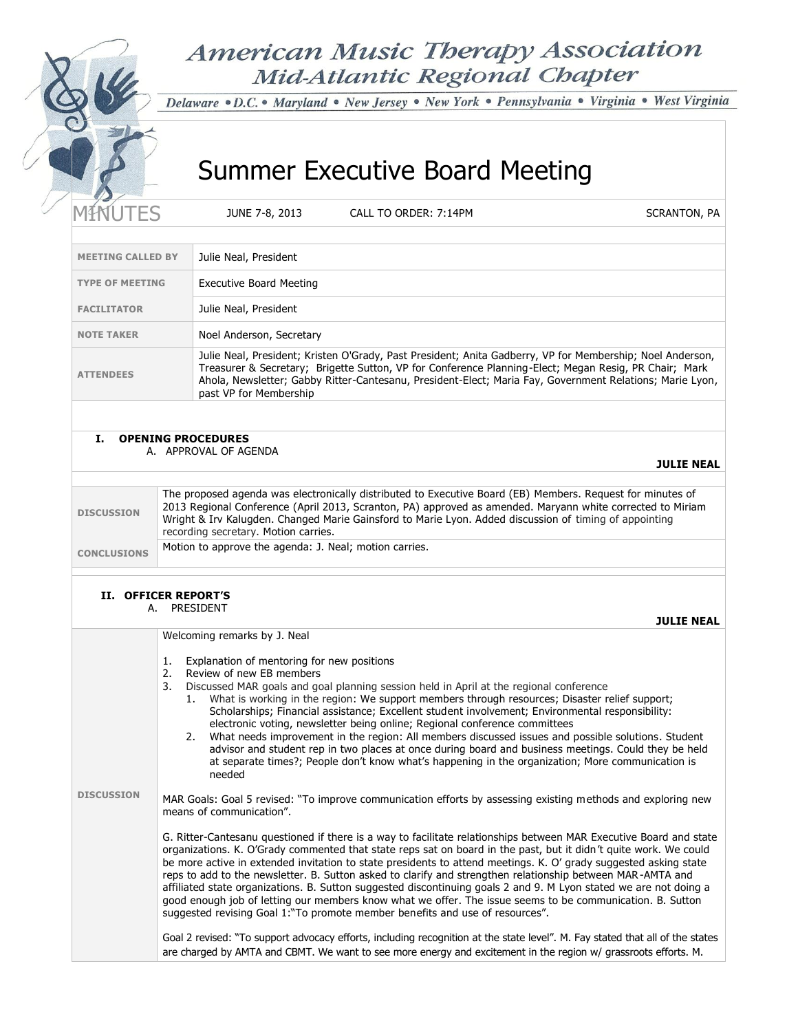# American Music Therapy Association
## Mid-Atlantic Regional Chapter

*Delaware • D.C. • Maryland • New Jersey • New York • Pennsylvania • Virginia • West Virginia*

# Summer Executive Board Meeting

MINUTES | JUNE 7-8, 2013 | CALL TO ORDER: 7:14PM | SCRANTON, PA

| | |
|---|---|
| **MEETING CALLED BY** | Julie Neal, President |
| **TYPE OF MEETING** | Executive Board Meeting |
| **FACILITATOR** | Julie Neal, President |
| **NOTE TAKER** | Noel Anderson, Secretary |
| **ATTENDEES** | Julie Neal, President; Kristen O'Grady, Past President; Anita Gadberry, VP for Membership; Noel Anderson, Treasurer & Secretary; Brigette Sutton, VP for Conference Planning-Elect; Megan Resig, PR Chair; Mark Ahola, Newsletter; Gabby Ritter-Cantesanu, President-Elect; Maria Fay, Government Relations; Marie Lyon, past VP for Membership |

## I. OPENING PROCEDURES

A. APPROVAL OF AGENDA

**JULIE NEAL**

| | |
|---|---|
| **DISCUSSION** | The proposed agenda was electronically distributed to Executive Board (EB) Members. Request for minutes of 2013 Regional Conference (April 2013, Scranton, PA) approved as amended. Maryann white corrected to Miriam Wright & Irv Kalugden. Changed Marie Gainsford to Marie Lyon. Added discussion of timing of appointing recording secretary. Motion carries. |
| **CONCLUSIONS** | Motion to approve the agenda: J. Neal; motion carries. |

## II. OFFICER REPORT'S

A. PRESIDENT

**JULIE NEAL**

**DISCUSSION**

Welcoming remarks by J. Neal

1. Explanation of mentoring for new positions
2. Review of new EB members
3. Discussed MAR goals and goal planning session held in April at the regional conference
   1. What is working in the region: We support members through resources; Disaster relief support; Scholarships; Financial assistance; Excellent student involvement; Environmental responsibility: electronic voting, newsletter being online; Regional conference committees
   2. What needs improvement in the region: All members discussed issues and possible solutions. Student advisor and student rep in two places at once during board and business meetings. Could they be held at separate times?; People don't know what's happening in the organization; More communication is needed

MAR Goals: Goal 5 revised: "To improve communication efforts by assessing existing methods and exploring new means of communication".

G. Ritter-Cantesanu questioned if there is a way to facilitate relationships between MAR Executive Board and state organizations. K. O'Grady commented that state reps sat on board in the past, but it didn't quite work. We could be more active in extended invitation to state presidents to attend meetings. K. O' grady suggested asking state reps to add to the newsletter. B. Sutton asked to clarify and strengthen relationship between MAR-AMTA and affiliated state organizations. B. Sutton suggested discontinuing goals 2 and 9. M Lyon stated we are not doing a good enough job of letting our members know what we offer. The issue seems to be communication. B. Sutton suggested revising Goal 1:"To promote member benefits and use of resources".

Goal 2 revised: "To support advocacy efforts, including recognition at the state level". M. Fay stated that all of the states are charged by AMTA and CBMT. We want to see more energy and excitement in the region w/ grassroots efforts. M.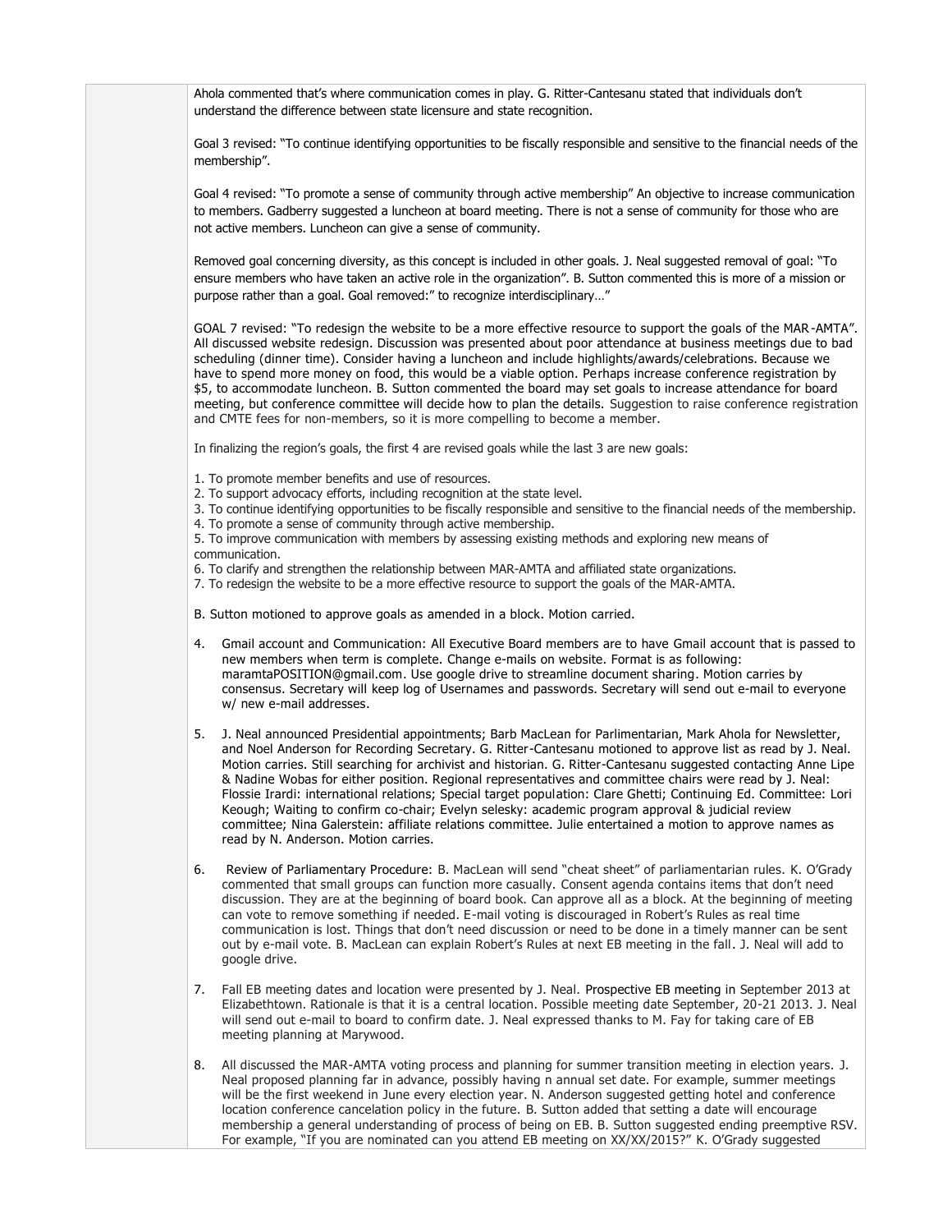Ahola commented that's where communication comes in play. G. Ritter-Cantesanu stated that individuals don't understand the difference between state licensure and state recognition.

Goal 3 revised: "To continue identifying opportunities to be fiscally responsible and sensitive to the financial needs of the membership".

Goal 4 revised: "To promote a sense of community through active membership" An objective to increase communication to members. Gadberry suggested a luncheon at board meeting. There is not a sense of community for those who are not active members. Luncheon can give a sense of community.

Removed goal concerning diversity, as this concept is included in other goals. J. Neal suggested removal of goal: "To ensure members who have taken an active role in the organization". B. Sutton commented this is more of a mission or purpose rather than a goal. Goal removed:" to recognize interdisciplinary…"

GOAL 7 revised: "To redesign the website to be a more effective resource to support the goals of the MAR-AMTA". All discussed website redesign. Discussion was presented about poor attendance at business meetings due to bad scheduling (dinner time). Consider having a luncheon and include highlights/awards/celebrations. Because we have to spend more money on food, this would be a viable option. Perhaps increase conference registration by $5, to accommodate luncheon. B. Sutton commented the board may set goals to increase attendance for board meeting, but conference committee will decide how to plan the details. Suggestion to raise conference registration and CMTE fees for non-members, so it is more compelling to become a member.

In finalizing the region's goals, the first 4 are revised goals while the last 3 are new goals:

1. To promote member benefits and use of resources.
2. To support advocacy efforts, including recognition at the state level.
3. To continue identifying opportunities to be fiscally responsible and sensitive to the financial needs of the membership.
4. To promote a sense of community through active membership.
5. To improve communication with members by assessing existing methods and exploring new means of communication.
6. To clarify and strengthen the relationship between MAR-AMTA and affiliated state organizations.
7. To redesign the website to be a more effective resource to support the goals of the MAR-AMTA.

B. Sutton motioned to approve goals as amended in a block. Motion carried.

4. Gmail account and Communication: All Executive Board members are to have Gmail account that is passed to new members when term is complete. Change e-mails on website. Format is as following: maramtaPOSITION@gmail.com. Use google drive to streamline document sharing. Motion carries by consensus. Secretary will keep log of Usernames and passwords. Secretary will send out e-mail to everyone w/ new e-mail addresses.

5. J. Neal announced Presidential appointments; Barb MacLean for Parlimentarian, Mark Ahola for Newsletter, and Noel Anderson for Recording Secretary. G. Ritter-Cantesanu motioned to approve list as read by J. Neal. Motion carries. Still searching for archivist and historian. G. Ritter-Cantesanu suggested contacting Anne Lipe & Nadine Wobas for either position. Regional representatives and committee chairs were read by J. Neal: Flossie Irardi: international relations; Special target population: Clare Ghetti; Continuing Ed. Committee: Lori Keough; Waiting to confirm co-chair; Evelyn selesky: academic program approval & judicial review committee; Nina Galerstein: affiliate relations committee. Julie entertained a motion to approve names as read by N. Anderson. Motion carries.

6. Review of Parliamentary Procedure: B. MacLean will send "cheat sheet" of parliamentarian rules. K. O'Grady commented that small groups can function more casually. Consent agenda contains items that don't need discussion. They are at the beginning of board book. Can approve all as a block. At the beginning of meeting can vote to remove something if needed. E-mail voting is discouraged in Robert's Rules as real time communication is lost. Things that don't need discussion or need to be done in a timely manner can be sent out by e-mail vote. B. MacLean can explain Robert's Rules at next EB meeting in the fall. J. Neal will add to google drive.

7. Fall EB meeting dates and location were presented by J. Neal. Prospective EB meeting in September 2013 at Elizabethtown. Rationale is that it is a central location. Possible meeting date September, 20-21 2013. J. Neal will send out e-mail to board to confirm date. J. Neal expressed thanks to M. Fay for taking care of EB meeting planning at Marywood.

8. All discussed the MAR-AMTA voting process and planning for summer transition meeting in election years. J. Neal proposed planning far in advance, possibly having n annual set date. For example, summer meetings will be the first weekend in June every election year. N. Anderson suggested getting hotel and conference location conference cancelation policy in the future. B. Sutton added that setting a date will encourage membership a general understanding of process of being on EB. B. Sutton suggested ending preemptive RSV. For example, "If you are nominated can you attend EB meeting on XX/XX/2015?" K. O'Grady suggested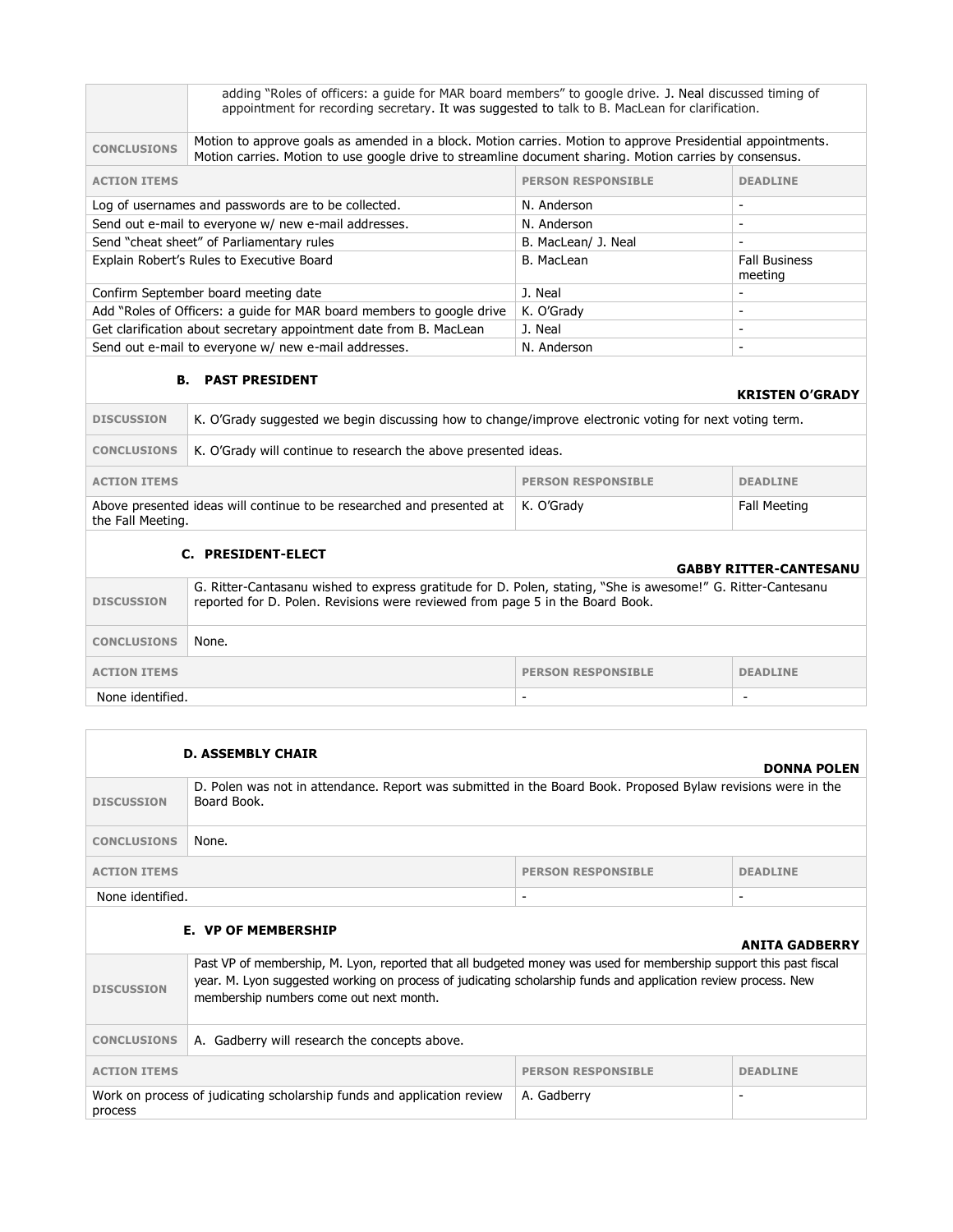| | |
|---|---|
| | adding "Roles of officers: a guide for MAR board members" to google drive. J. Neal discussed timing of appointment for recording secretary. It was suggested to talk to B. MacLean for clarification. |
| **CONCLUSIONS** | Motion to approve goals as amended in a block. Motion carries. Motion to approve Presidential appointments. Motion carries. Motion to use google drive to streamline document sharing. Motion carries by consensus. |

| ACTION ITEMS | PERSON RESPONSIBLE | DEADLINE |
|---|---|---|
| Log of usernames and passwords are to be collected. | N. Anderson | - |
| Send out e-mail to everyone w/ new e-mail addresses. | N. Anderson | - |
| Send "cheat sheet" of Parliamentary rules | B. MacLean/ J. Neal | - |
| Explain Robert's Rules to Executive Board | B. MacLean | Fall Business meeting |
| Confirm September board meeting date | J. Neal | - |
| Add "Roles of Officers: a guide for MAR board members to google drive | K. O'Grady | - |
| Get clarification about secretary appointment date from B. MacLean | J. Neal | - |
| Send out e-mail to everyone w/ new e-mail addresses. | N. Anderson | - |

### B. PAST PRESIDENT

**KRISTEN O'GRADY**

| | |
|---|---|
| **DISCUSSION** | K. O'Grady suggested we begin discussing how to change/improve electronic voting for next voting term. |
| **CONCLUSIONS** | K. O'Grady will continue to research the above presented ideas. |

| ACTION ITEMS | PERSON RESPONSIBLE | DEADLINE |
|---|---|---|
| Above presented ideas will continue to be researched and presented at the Fall Meeting. | K. O'Grady | Fall Meeting |

### C. PRESIDENT-ELECT

**GABBY RITTER-CANTESANU**

| | |
|---|---|
| **DISCUSSION** | G. Ritter-Cantasanu wished to express gratitude for D. Polen, stating, "She is awesome!" G. Ritter-Cantesanu reported for D. Polen. Revisions were reviewed from page 5 in the Board Book. |
| **CONCLUSIONS** | None. |

| ACTION ITEMS | PERSON RESPONSIBLE | DEADLINE |
|---|---|---|
| None identified. | - | - |

### D. ASSEMBLY CHAIR

**DONNA POLEN**

| | |
|---|---|
| **DISCUSSION** | D. Polen was not in attendance. Report was submitted in the Board Book. Proposed Bylaw revisions were in the Board Book. |
| **CONCLUSIONS** | None. |

| ACTION ITEMS | PERSON RESPONSIBLE | DEADLINE |
|---|---|---|
| None identified. | - | - |

### E. VP OF MEMBERSHIP

**ANITA GADBERRY**

| | |
|---|---|
| **DISCUSSION** | Past VP of membership, M. Lyon, reported that all budgeted money was used for membership support this past fiscal year. M. Lyon suggested working on process of judicating scholarship funds and application review process. New membership numbers come out next month. |
| **CONCLUSIONS** | A. Gadberry will research the concepts above. |

| ACTION ITEMS | PERSON RESPONSIBLE | DEADLINE |
|---|---|---|
| Work on process of judicating scholarship funds and application review process | A. Gadberry | - |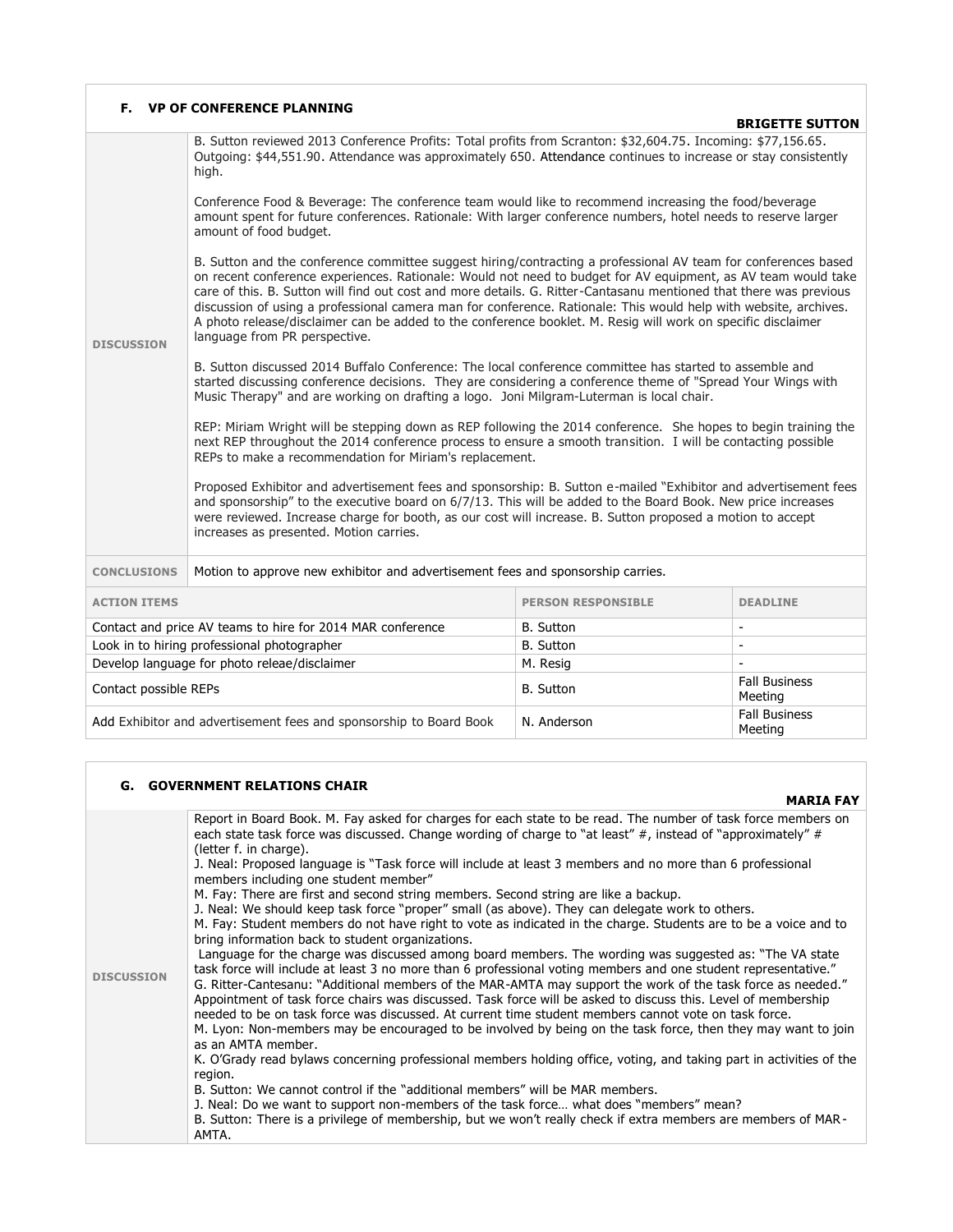### F. VP OF CONFERENCE PLANNING

**BRIGETTE SUTTON**

**DISCUSSION**

B. Sutton reviewed 2013 Conference Profits: Total profits from Scranton: $32,604.75. Incoming: $77,156.65. Outgoing: $44,551.90. Attendance was approximately 650. Attendance continues to increase or stay consistently high.

Conference Food & Beverage: The conference team would like to recommend increasing the food/beverage amount spent for future conferences. Rationale: With larger conference numbers, hotel needs to reserve larger amount of food budget.

B. Sutton and the conference committee suggest hiring/contracting a professional AV team for conferences based on recent conference experiences. Rationale: Would not need to budget for AV equipment, as AV team would take care of this. B. Sutton will find out cost and more details. G. Ritter-Cantasanu mentioned that there was previous discussion of using a professional camera man for conference. Rationale: This would help with website, archives. A photo release/disclaimer can be added to the conference booklet. M. Resig will work on specific disclaimer language from PR perspective.

B. Sutton discussed 2014 Buffalo Conference: The local conference committee has started to assemble and started discussing conference decisions. They are considering a conference theme of "Spread Your Wings with Music Therapy" and are working on drafting a logo. Joni Milgram-Luterman is local chair.

REP: Miriam Wright will be stepping down as REP following the 2014 conference. She hopes to begin training the next REP throughout the 2014 conference process to ensure a smooth transition. I will be contacting possible REPs to make a recommendation for Miriam's replacement.

Proposed Exhibitor and advertisement fees and sponsorship: B. Sutton e-mailed "Exhibitor and advertisement fees and sponsorship" to the executive board on 6/7/13. This will be added to the Board Book. New price increases were reviewed. Increase charge for booth, as our cost will increase. B. Sutton proposed a motion to accept increases as presented. Motion carries.

**CONCLUSIONS**

Motion to approve new exhibitor and advertisement fees and sponsorship carries.

| ACTION ITEMS | PERSON RESPONSIBLE | DEADLINE |
|---|---|---|
| Contact and price AV teams to hire for 2014 MAR conference | B. Sutton | - |
| Look in to hiring professional photographer | B. Sutton | - |
| Develop language for photo releae/disclaimer | M. Resig | - |
| Contact possible REPs | B. Sutton | Fall Business Meeting |
| Add Exhibitor and advertisement fees and sponsorship to Board Book | N. Anderson | Fall Business Meeting |

### G. GOVERNMENT RELATIONS CHAIR

**MARIA FAY**

**DISCUSSION**

Report in Board Book. M. Fay asked for charges for each state to be read. The number of task force members on each state task force was discussed. Change wording of charge to "at least" #, instead of "approximately" # (letter f. in charge).

J. Neal: Proposed language is "Task force will include at least 3 members and no more than 6 professional members including one student member"

M. Fay: There are first and second string members. Second string are like a backup.

J. Neal: We should keep task force "proper" small (as above). They can delegate work to others.

M. Fay: Student members do not have right to vote as indicated in the charge. Students are to be a voice and to bring information back to student organizations.

Language for the charge was discussed among board members. The wording was suggested as: "The VA state task force will include at least 3 no more than 6 professional voting members and one student representative."

G. Ritter-Cantesanu: "Additional members of the MAR-AMTA may support the work of the task force as needed."

Appointment of task force chairs was discussed. Task force will be asked to discuss this. Level of membership needed to be on task force was discussed. At current time student members cannot vote on task force.

M. Lyon: Non-members may be encouraged to be involved by being on the task force, then they may want to join as an AMTA member.

K. O'Grady read bylaws concerning professional members holding office, voting, and taking part in activities of the region.

B. Sutton: We cannot control if the "additional members" will be MAR members.

J. Neal: Do we want to support non-members of the task force… what does "members" mean?

B. Sutton: There is a privilege of membership, but we won't really check if extra members are members of MAR-AMTA.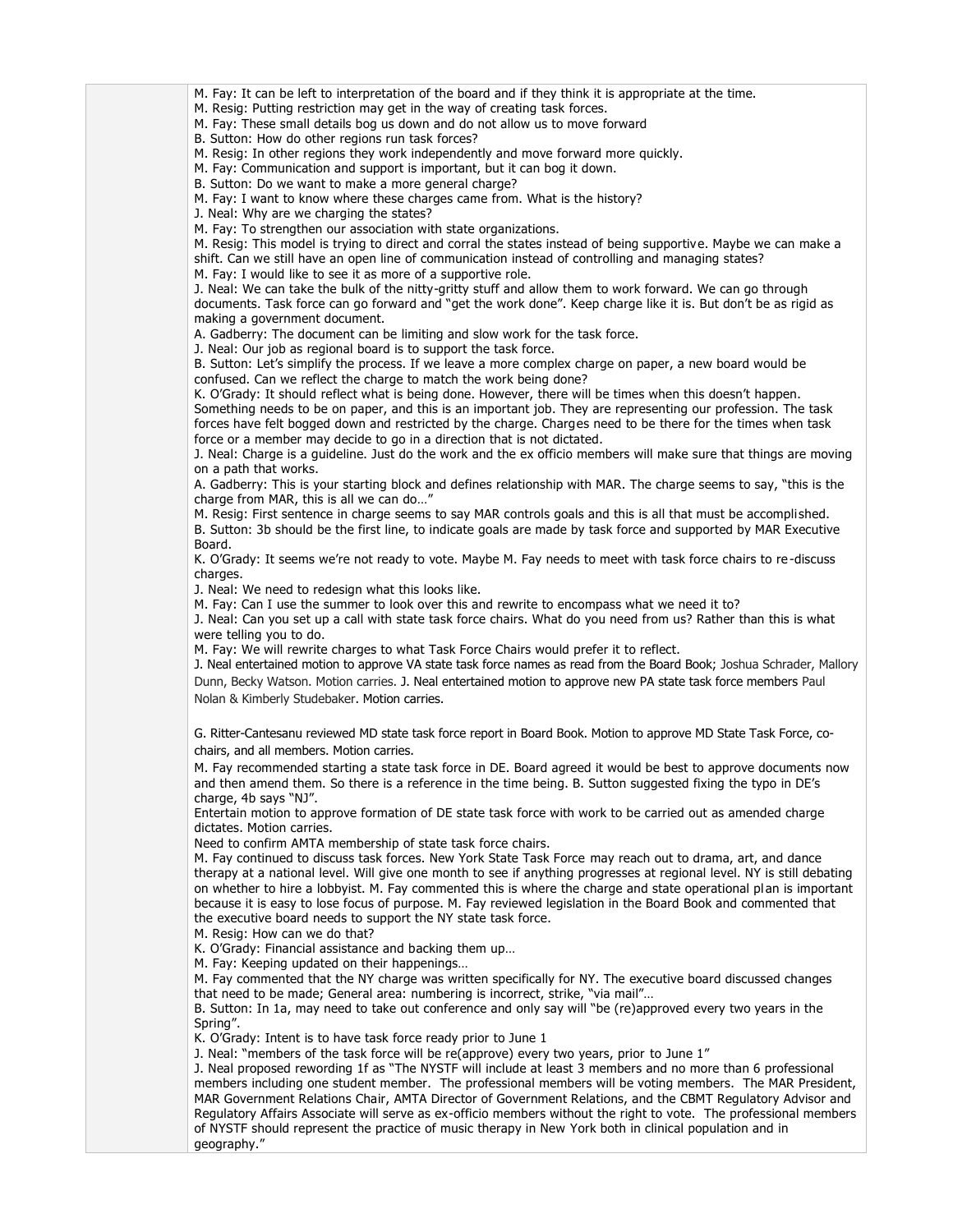M. Fay: It can be left to interpretation of the board and if they think it is appropriate at the time.
M. Resig: Putting restriction may get in the way of creating task forces.
M. Fay: These small details bog us down and do not allow us to move forward
B. Sutton: How do other regions run task forces?
M. Resig: In other regions they work independently and move forward more quickly.
M. Fay: Communication and support is important, but it can bog it down.
B. Sutton: Do we want to make a more general charge?
M. Fay: I want to know where these charges came from. What is the history?
J. Neal: Why are we charging the states?
M. Fay: To strengthen our association with state organizations.
M. Resig: This model is trying to direct and corral the states instead of being supportive. Maybe we can make a shift. Can we still have an open line of communication instead of controlling and managing states?
M. Fay: I would like to see it as more of a supportive role.
J. Neal: We can take the bulk of the nitty-gritty stuff and allow them to work forward. We can go through documents. Task force can go forward and "get the work done". Keep charge like it is. But don't be as rigid as making a government document.
A. Gadberry: The document can be limiting and slow work for the task force.
J. Neal: Our job as regional board is to support the task force.
B. Sutton: Let's simplify the process. If we leave a more complex charge on paper, a new board would be confused. Can we reflect the charge to match the work being done?
K. O'Grady: It should reflect what is being done. However, there will be times when this doesn't happen. Something needs to be on paper, and this is an important job. They are representing our profession. The task forces have felt bogged down and restricted by the charge. Charges need to be there for the times when task force or a member may decide to go in a direction that is not dictated.
J. Neal: Charge is a guideline. Just do the work and the ex officio members will make sure that things are moving on a path that works.
A. Gadberry: This is your starting block and defines relationship with MAR. The charge seems to say, "this is the charge from MAR, this is all we can do…"
M. Resig: First sentence in charge seems to say MAR controls goals and this is all that must be accomplished.
B. Sutton: 3b should be the first line, to indicate goals are made by task force and supported by MAR Executive Board.
K. O'Grady: It seems we're not ready to vote. Maybe M. Fay needs to meet with task force chairs to re-discuss charges.
J. Neal: We need to redesign what this looks like.
M. Fay: Can I use the summer to look over this and rewrite to encompass what we need it to?
J. Neal: Can you set up a call with state task force chairs. What do you need from us? Rather than this is what were telling you to do.
M. Fay: We will rewrite charges to what Task Force Chairs would prefer it to reflect.
J. Neal entertained motion to approve VA state task force names as read from the Board Book; Joshua Schrader, Mallory Dunn, Becky Watson. Motion carries. J. Neal entertained motion to approve new PA state task force members Paul Nolan & Kimberly Studebaker. Motion carries.

G. Ritter-Cantesanu reviewed MD state task force report in Board Book. Motion to approve MD State Task Force, co-chairs, and all members. Motion carries.

M. Fay recommended starting a state task force in DE. Board agreed it would be best to approve documents now and then amend them. So there is a reference in the time being. B. Sutton suggested fixing the typo in DE's charge, 4b says "NJ".
Entertain motion to approve formation of DE state task force with work to be carried out as amended charge dictates. Motion carries.
Need to confirm AMTA membership of state task force chairs.
M. Fay continued to discuss task forces. New York State Task Force may reach out to drama, art, and dance therapy at a national level. Will give one month to see if anything progresses at regional level. NY is still debating on whether to hire a lobbyist. M. Fay commented this is where the charge and state operational plan is important because it is easy to lose focus of purpose. M. Fay reviewed legislation in the Board Book and commented that the executive board needs to support the NY state task force.
M. Resig: How can we do that?
K. O'Grady: Financial assistance and backing them up…
M. Fay: Keeping updated on their happenings…
M. Fay commented that the NY charge was written specifically for NY. The executive board discussed changes that need to be made; General area: numbering is incorrect, strike, "via mail"…
B. Sutton: In 1a, may need to take out conference and only say will "be (re)approved every two years in the Spring".
K. O'Grady: Intent is to have task force ready prior to June 1
J. Neal: "members of the task force will be re(approve) every two years, prior to June 1"
J. Neal proposed rewording 1f as "The NYSTF will include at least 3 members and no more than 6 professional members including one student member. The professional members will be voting members. The MAR President, MAR Government Relations Chair, AMTA Director of Government Relations, and the CBMT Regulatory Advisor and Regulatory Affairs Associate will serve as ex-officio members without the right to vote. The professional members of NYSTF should represent the practice of music therapy in New York both in clinical population and in geography."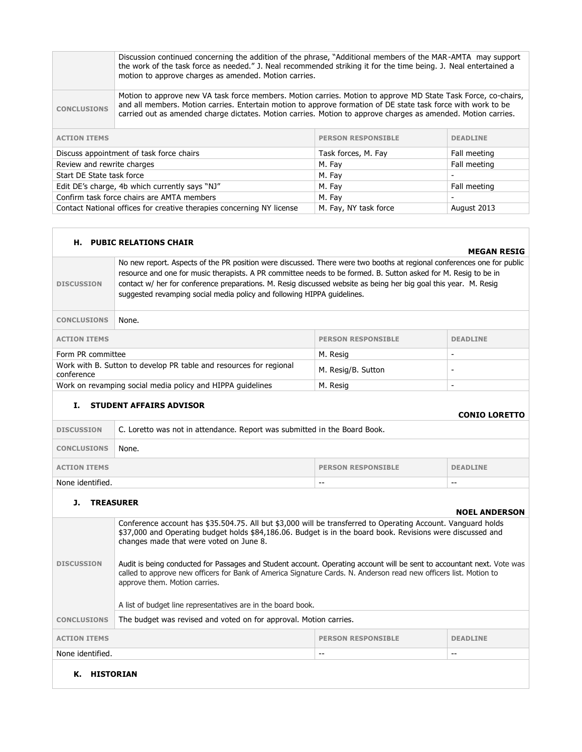| | |
|---|---|
| | Discussion continued concerning the addition of the phrase, "Additional members of the MAR-AMTA may support the work of the task force as needed." J. Neal recommended striking it for the time being. J. Neal entertained a motion to approve charges as amended. Motion carries. |
| **CONCLUSIONS** | Motion to approve new VA task force members. Motion carries. Motion to approve MD State Task Force, co-chairs, and all members. Motion carries. Entertain motion to approve formation of DE state task force with work to be carried out as amended charge dictates. Motion carries. Motion to approve charges as amended. Motion carries. |

| ACTION ITEMS | PERSON RESPONSIBLE | DEADLINE |
|---|---|---|
| Discuss appointment of task force chairs | Task forces, M. Fay | Fall meeting |
| Review and rewrite charges | M. Fay | Fall meeting |
| Start DE State task force | M. Fay | - |
| Edit DE's charge, 4b which currently says "NJ" | M. Fay | Fall meeting |
| Confirm task force chairs are AMTA members | M. Fay | - |
| Contact National offices for creative therapies concerning NY license | M. Fay, NY task force | August 2013 |

### H. PUBIC RELATIONS CHAIR

**MEGAN RESIG**

| | |
|---|---|
| **DISCUSSION** | No new report. Aspects of the PR position were discussed. There were two booths at regional conferences one for public resource and one for music therapists. A PR committee needs to be formed. B. Sutton asked for M. Resig to be in contact w/ her for conference preparations. M. Resig discussed website as being her big goal this year. M. Resig suggested revamping social media policy and following HIPPA guidelines. |
| **CONCLUSIONS** | None. |

| ACTION ITEMS | PERSON RESPONSIBLE | DEADLINE |
|---|---|---|
| Form PR committee | M. Resig | - |
| Work with B. Sutton to develop PR table and resources for regional conference | M. Resig/B. Sutton | - |
| Work on revamping social media policy and HIPPA guidelines | M. Resig | - |

### I. STUDENT AFFAIRS ADVISOR

**CONIO LORETTO**

| | |
|---|---|
| **DISCUSSION** | C. Loretto was not in attendance. Report was submitted in the Board Book. |
| **CONCLUSIONS** | None. |

| ACTION ITEMS | PERSON RESPONSIBLE | DEADLINE |
|---|---|---|
| None identified. | -- | -- |

### J. TREASURER

**NOEL ANDERSON**

| | |
|---|---|
| **DISCUSSION** | Conference account has $35.504.75. All but $3,000 will be transferred to Operating Account. Vanguard holds $37,000 and Operating budget holds $84,186.06. Budget is in the board book. Revisions were discussed and changes made that were voted on June 8.<br><br>Audit is being conducted for Passages and Student account. Operating account will be sent to accountant next. Vote was called to approve new officers for Bank of America Signature Cards. N. Anderson read new officers list. Motion to approve them. Motion carries.<br><br>A list of budget line representatives are in the board book. |
| **CONCLUSIONS** | The budget was revised and voted on for approval. Motion carries. |

| ACTION ITEMS | PERSON RESPONSIBLE | DEADLINE |
|---|---|---|
| None identified. | -- | -- |

### K. HISTORIAN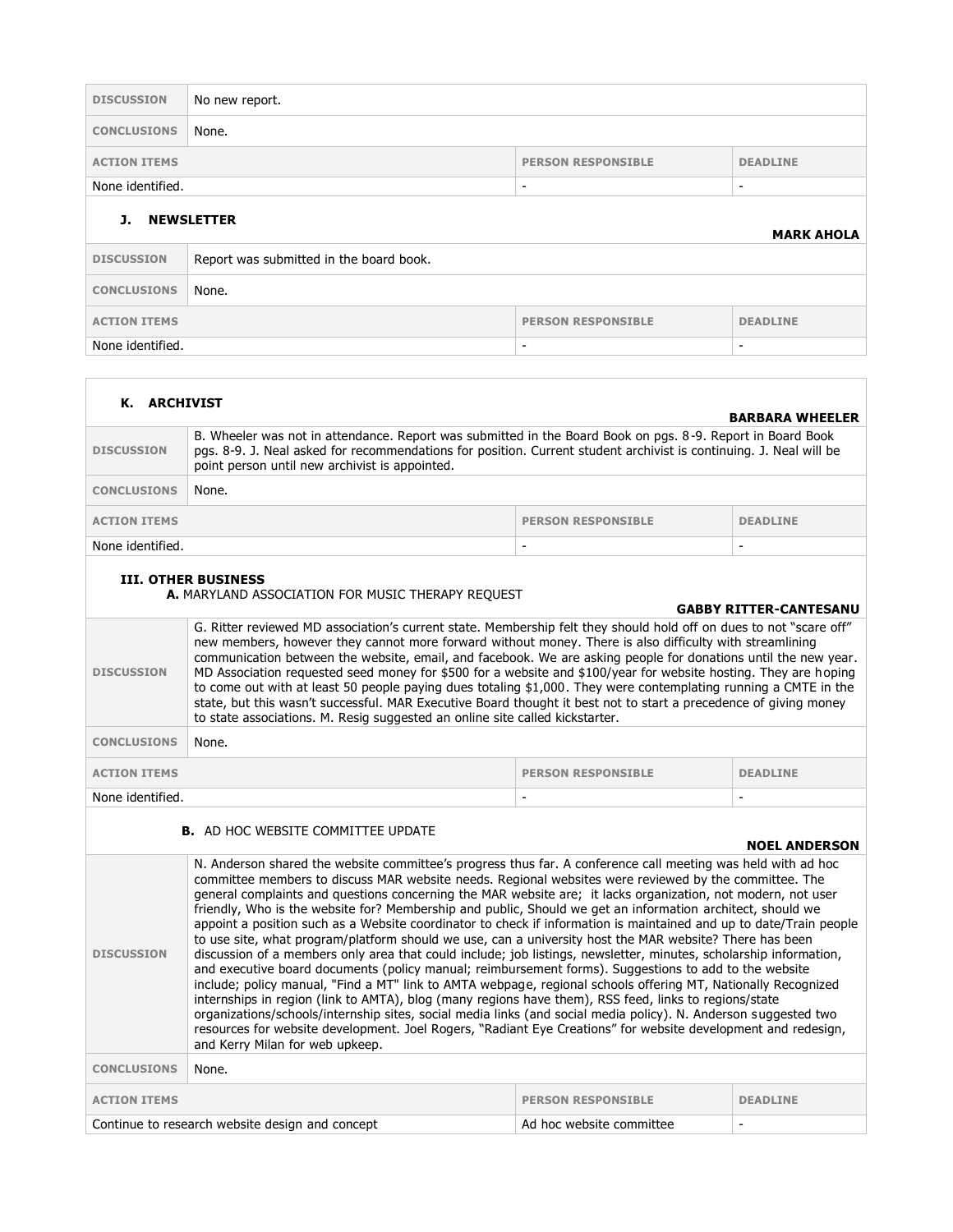| DISCUSSION | No new report. | |
|---|---|---|
| **CONCLUSIONS** | None. | |
| **ACTION ITEMS** | **PERSON RESPONSIBLE** | **DEADLINE** |
| None identified. | - | - |

### J. NEWSLETTER

**MARK AHOLA**

| DISCUSSION | Report was submitted in the board book. | |
|---|---|---|
| **CONCLUSIONS** | None. | |
| **ACTION ITEMS** | **PERSON RESPONSIBLE** | **DEADLINE** |
| None identified. | - | - |

### K. ARCHIVIST

**BARBARA WHEELER**

| DISCUSSION | B. Wheeler was not in attendance. Report was submitted in the Board Book on pgs. 8-9. Report in Board Book pgs. 8-9. J. Neal asked for recommendations for position. Current student archivist is continuing. J. Neal will be point person until new archivist is appointed. | |
|---|---|---|
| **CONCLUSIONS** | None. | |
| **ACTION ITEMS** | **PERSON RESPONSIBLE** | **DEADLINE** |
| None identified. | - | - |

## III. OTHER BUSINESS

### A. MARYLAND ASSOCIATION FOR MUSIC THERAPY REQUEST

**GABBY RITTER-CANTESANU**

| DISCUSSION | G. Ritter reviewed MD association's current state. Membership felt they should hold off on dues to not "scare off" new members, however they cannot more forward without money. There is also difficulty with streamlining communication between the website, email, and facebook. We are asking people for donations until the new year. MD Association requested seed money for $500 for a website and $100/year for website hosting. They are hoping to come out with at least 50 people paying dues totaling $1,000. They were contemplating running a CMTE in the state, but this wasn't successful. MAR Executive Board thought it best not to start a precedence of giving money to state associations. M. Resig suggested an online site called kickstarter. | |
|---|---|---|
| **CONCLUSIONS** | None. | |
| **ACTION ITEMS** | **PERSON RESPONSIBLE** | **DEADLINE** |
| None identified. | - | - |

### B. AD HOC WEBSITE COMMITTEE UPDATE

**NOEL ANDERSON**

| DISCUSSION | N. Anderson shared the website committee's progress thus far. A conference call meeting was held with ad hoc committee members to discuss MAR website needs. Regional websites were reviewed by the committee. The general complaints and questions concerning the MAR website are; it lacks organization, not modern, not user friendly, Who is the website for? Membership and public, Should we get an information architect, should we appoint a position such as a Website coordinator to check if information is maintained and up to date/Train people to use site, what program/platform should we use, can a university host the MAR website? There has been discussion of a members only area that could include; job listings, newsletter, minutes, scholarship information, and executive board documents (policy manual; reimbursement forms). Suggestions to add to the website include; policy manual, "Find a MT" link to AMTA webpage, regional schools offering MT, Nationally Recognized internships in region (link to AMTA), blog (many regions have them), RSS feed, links to regions/state organizations/schools/internship sites, social media links (and social media policy). N. Anderson suggested two resources for website development. Joel Rogers, "Radiant Eye Creations" for website development and redesign, and Kerry Milan for web upkeep. | |
|---|---|---|
| **CONCLUSIONS** | None. | |
| **ACTION ITEMS** | **PERSON RESPONSIBLE** | **DEADLINE** |
| Continue to research website design and concept | Ad hoc website committee | - |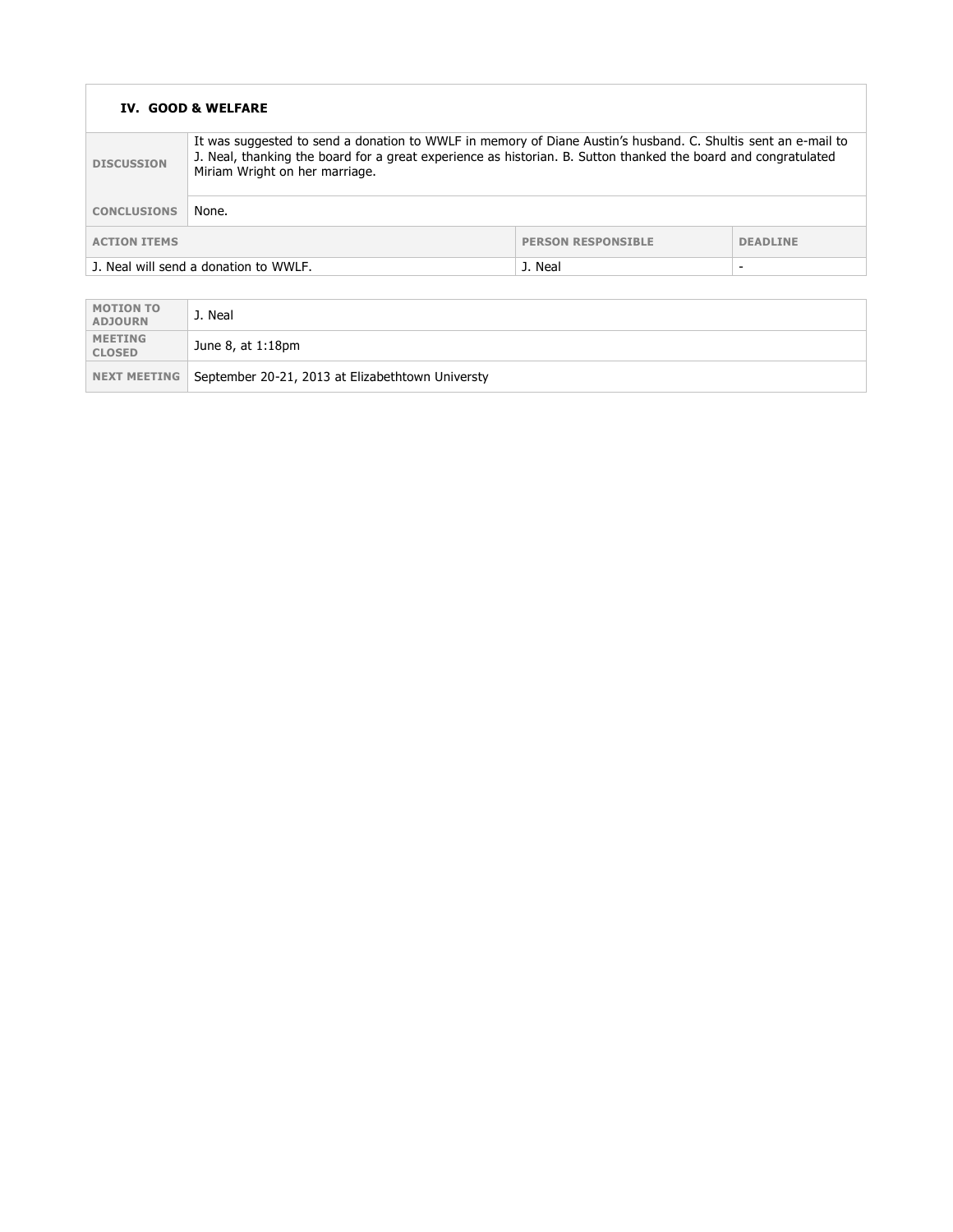### IV. GOOD & WELFARE

| | |
|---|---|
| **DISCUSSION** | It was suggested to send a donation to WWLF in memory of Diane Austin's husband. C. Shultis sent an e-mail to J. Neal, thanking the board for a great experience as historian. B. Sutton thanked the board and congratulated Miriam Wright on her marriage. |
| **CONCLUSIONS** | None. |

| ACTION ITEMS | PERSON RESPONSIBLE | DEADLINE |
|---|---|---|
| J. Neal will send a donation to WWLF. | J. Neal | - |

| | |
|---|---|
| **MOTION TO ADJOURN** | J. Neal |
| **MEETING CLOSED** | June 8, at 1:18pm |
| **NEXT MEETING** | September 20-21, 2013 at Elizabethtown Universty |